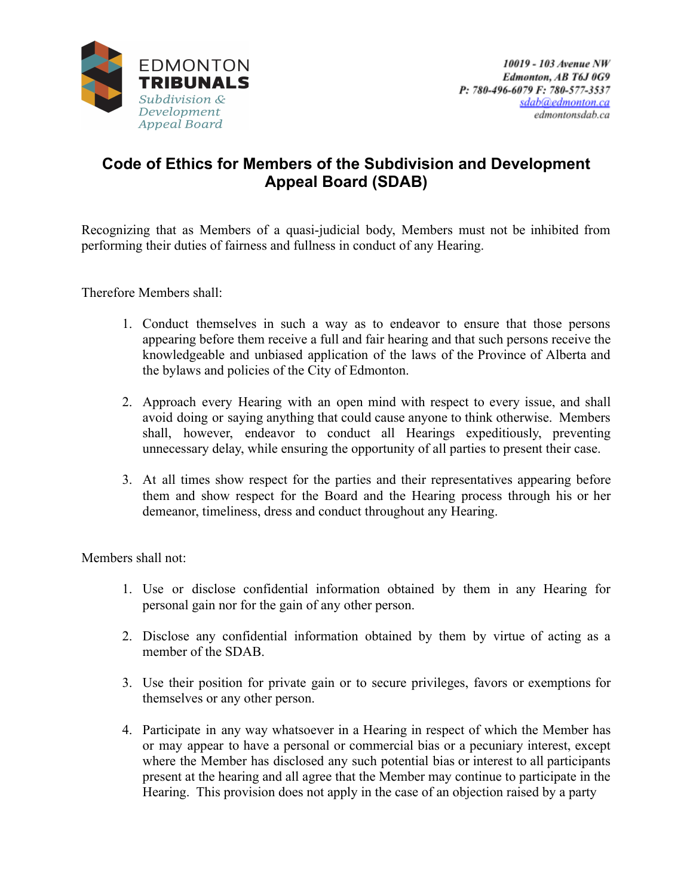EDMONTON
**TRIBUNALS**
*Subdivision & Development Appeal Board*

*10019 - 103 Avenue NW*
*Edmonton, AB T6J 0G9*
*P: 780-496-6079 F: 780-577-3537*
*sdab@edmonton.ca*
*edmontonsdab.ca*

# Code of Ethics for Members of the Subdivision and Development Appeal Board (SDAB)

Recognizing that as Members of a quasi-judicial body, Members must not be inhibited from performing their duties of fairness and fullness in conduct of any Hearing.

Therefore Members shall:

1. Conduct themselves in such a way as to endeavor to ensure that those persons appearing before them receive a full and fair hearing and that such persons receive the knowledgeable and unbiased application of the laws of the Province of Alberta and the bylaws and policies of the City of Edmonton.

2. Approach every Hearing with an open mind with respect to every issue, and shall avoid doing or saying anything that could cause anyone to think otherwise. Members shall, however, endeavor to conduct all Hearings expeditiously, preventing unnecessary delay, while ensuring the opportunity of all parties to present their case.

3. At all times show respect for the parties and their representatives appearing before them and show respect for the Board and the Hearing process through his or her demeanor, timeliness, dress and conduct throughout any Hearing.

Members shall not:

1. Use or disclose confidential information obtained by them in any Hearing for personal gain nor for the gain of any other person.

2. Disclose any confidential information obtained by them by virtue of acting as a member of the SDAB.

3. Use their position for private gain or to secure privileges, favors or exemptions for themselves or any other person.

4. Participate in any way whatsoever in a Hearing in respect of which the Member has or may appear to have a personal or commercial bias or a pecuniary interest, except where the Member has disclosed any such potential bias or interest to all participants present at the hearing and all agree that the Member may continue to participate in the Hearing. This provision does not apply in the case of an objection raised by a party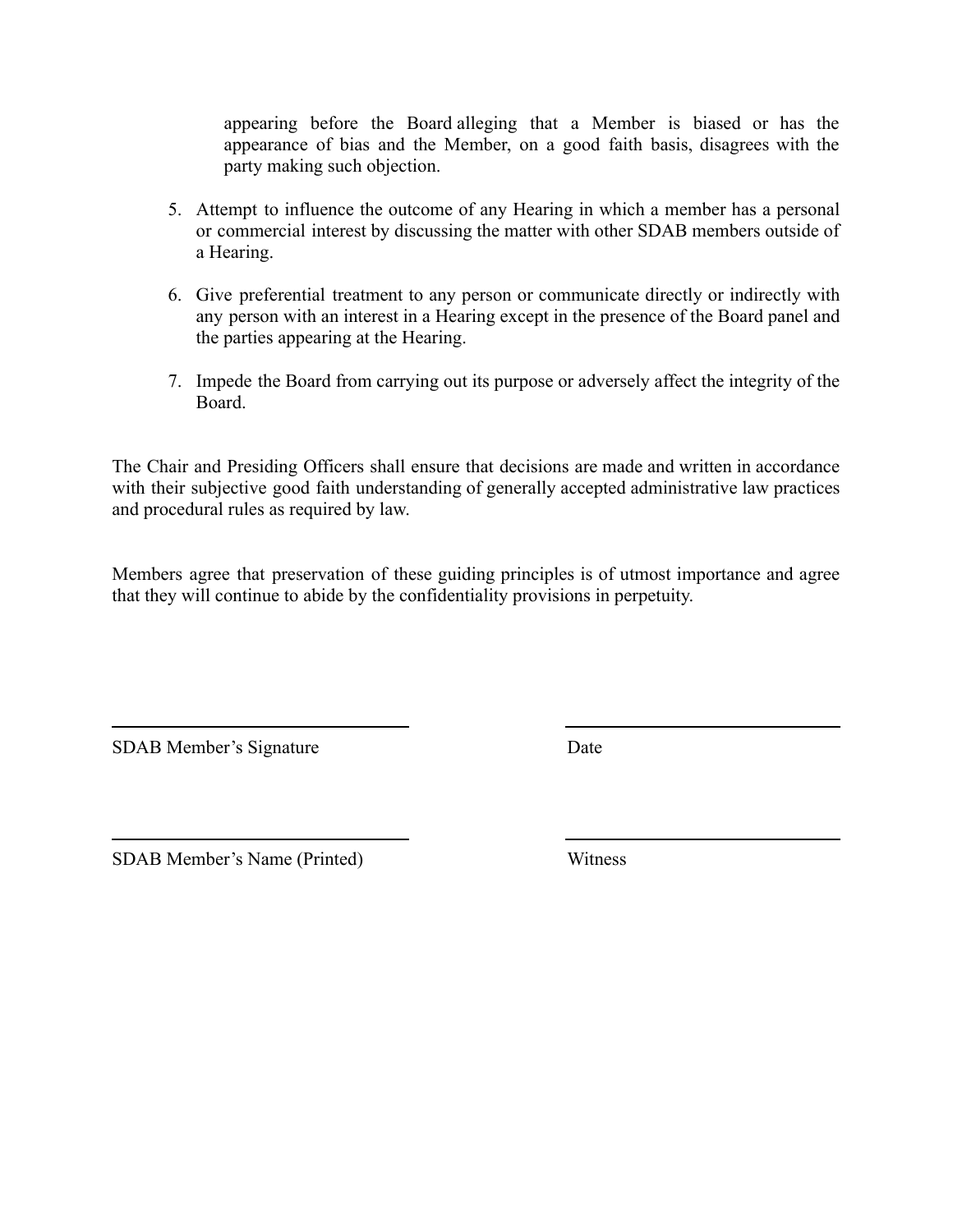appearing before the Board alleging that a Member is biased or has the appearance of bias and the Member, on a good faith basis, disagrees with the party making such objection.

5. Attempt to influence the outcome of any Hearing in which a member has a personal or commercial interest by discussing the matter with other SDAB members outside of a Hearing.

6. Give preferential treatment to any person or communicate directly or indirectly with any person with an interest in a Hearing except in the presence of the Board panel and the parties appearing at the Hearing.

7. Impede the Board from carrying out its purpose or adversely affect the integrity of the Board.

The Chair and Presiding Officers shall ensure that decisions are made and written in accordance with their subjective good faith understanding of generally accepted administrative law practices and procedural rules as required by law.

Members agree that preservation of these guiding principles is of utmost importance and agree that they will continue to abide by the confidentiality provisions in perpetuity.

\_\_\_\_\_\_\_\_\_\_\_\_\_\_\_\_\_\_\_\_\_\_\_\_\_\_\_\_\_\_ \_\_\_\_\_\_\_\_\_\_\_\_\_\_\_\_\_\_\_\_\_\_\_\_\_\_\_\_\_\_

SDAB Member's Signature Date

\_\_\_\_\_\_\_\_\_\_\_\_\_\_\_\_\_\_\_\_\_\_\_\_\_\_\_\_\_\_ \_\_\_\_\_\_\_\_\_\_\_\_\_\_\_\_\_\_\_\_\_\_\_\_\_\_\_\_\_\_

SDAB Member's Name (Printed) Witness